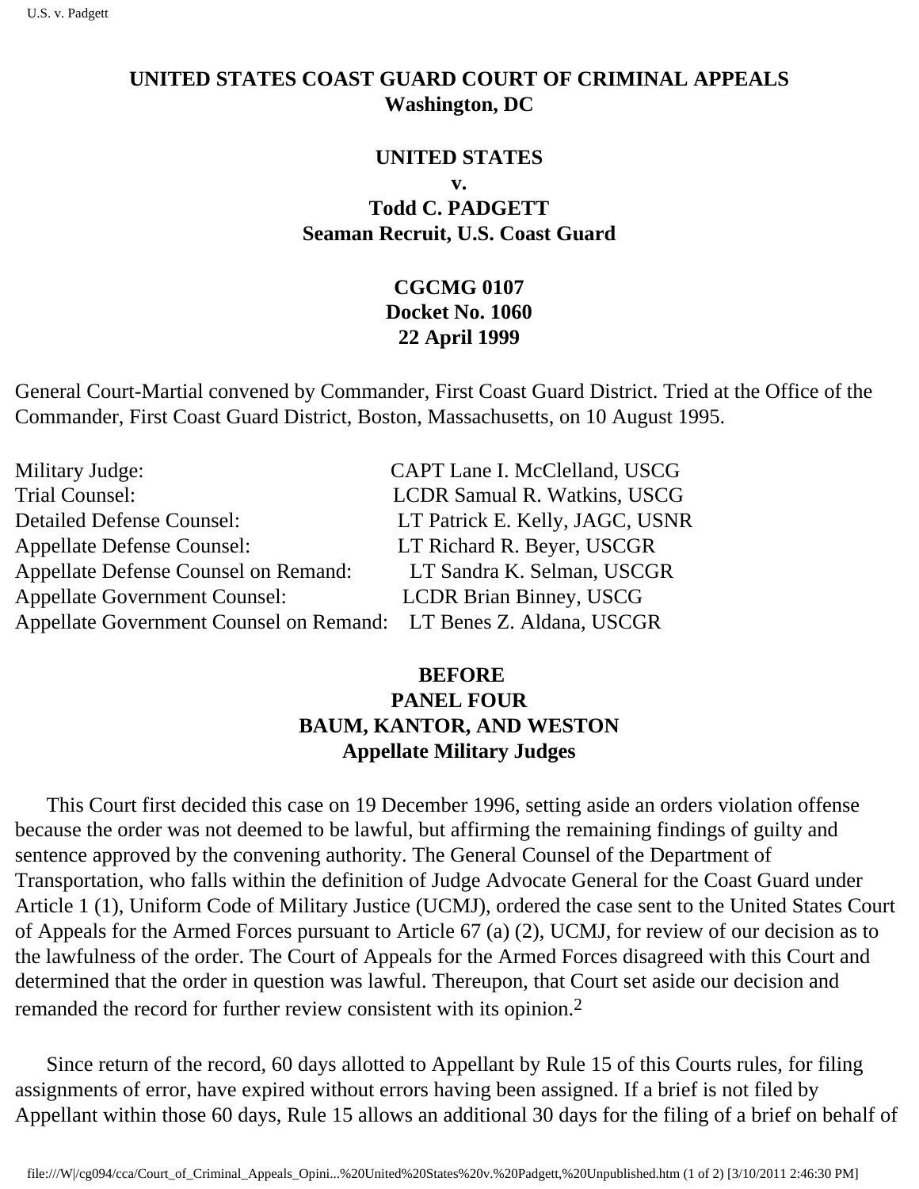**UNITED STATES COAST GUARD COURT OF CRIMINAL APPEALS**
**Washington, DC**

**UNITED STATES**
**v.**
**Todd C. PADGETT**
**Seaman Recruit, U.S. Coast Guard**

**CGCMG 0107**
**Docket No. 1060**
**22 April 1999**

General Court-Martial convened by Commander, First Coast Guard District. Tried at the Office of the Commander, First Coast Guard District, Boston, Massachusetts, on 10 August 1995.

| | |
|---|---|
| Military Judge: | CAPT Lane I. McClelland, USCG |
| Trial Counsel: | LCDR Samual R. Watkins, USCG |
| Detailed Defense Counsel: | LT Patrick E. Kelly, JAGC, USNR |
| Appellate Defense Counsel: | LT Richard R. Beyer, USCGR |
| Appellate Defense Counsel on Remand: | LT Sandra K. Selman, USCGR |
| Appellate Government Counsel: | LCDR Brian Binney, USCG |
| Appellate Government Counsel on Remand: | LT Benes Z. Aldana, USCGR |

**BEFORE**
**PANEL FOUR**
**BAUM, KANTOR, AND WESTON**
**Appellate Military Judges**

This Court first decided this case on 19 December 1996, setting aside an orders violation offense because the order was not deemed to be lawful, but affirming the remaining findings of guilty and sentence approved by the convening authority. The General Counsel of the Department of Transportation, who falls within the definition of Judge Advocate General for the Coast Guard under Article 1 (1), Uniform Code of Military Justice (UCMJ), ordered the case sent to the United States Court of Appeals for the Armed Forces pursuant to Article 67 (a) (2), UCMJ, for review of our decision as to the lawfulness of the order. The Court of Appeals for the Armed Forces disagreed with this Court and determined that the order in question was lawful. Thereupon, that Court set aside our decision and remanded the record for further review consistent with its opinion.[2]

Since return of the record, 60 days allotted to Appellant by Rule 15 of this Courts rules, for filing assignments of error, have expired without errors having been assigned. If a brief is not filed by Appellant within those 60 days, Rule 15 allows an additional 30 days for the filing of a brief on behalf of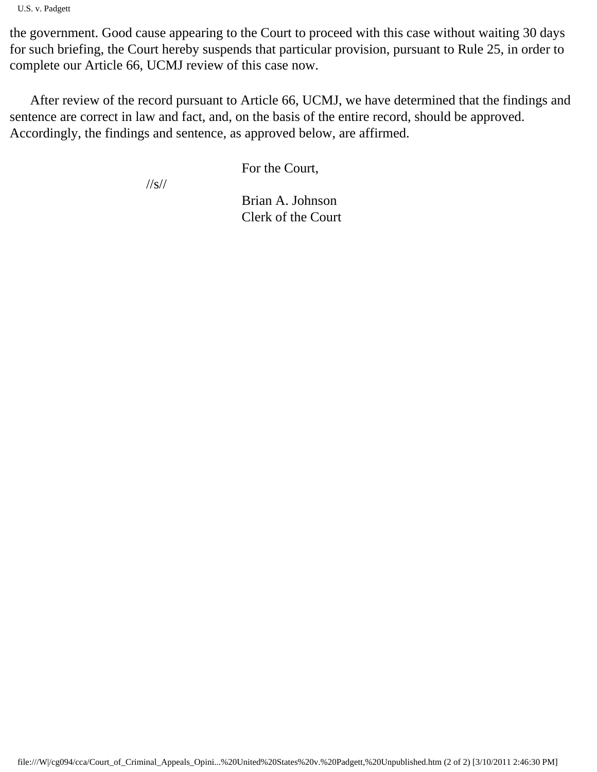the government. Good cause appearing to the Court to proceed with this case without waiting 30 days for such briefing, the Court hereby suspends that particular provision, pursuant to Rule 25, in order to complete our Article 66, UCMJ review of this case now.

After review of the record pursuant to Article 66, UCMJ, we have determined that the findings and sentence are correct in law and fact, and, on the basis of the entire record, should be approved. Accordingly, the findings and sentence, as approved below, are affirmed.

For the Court,

//s//

Brian A. Johnson
Clerk of the Court